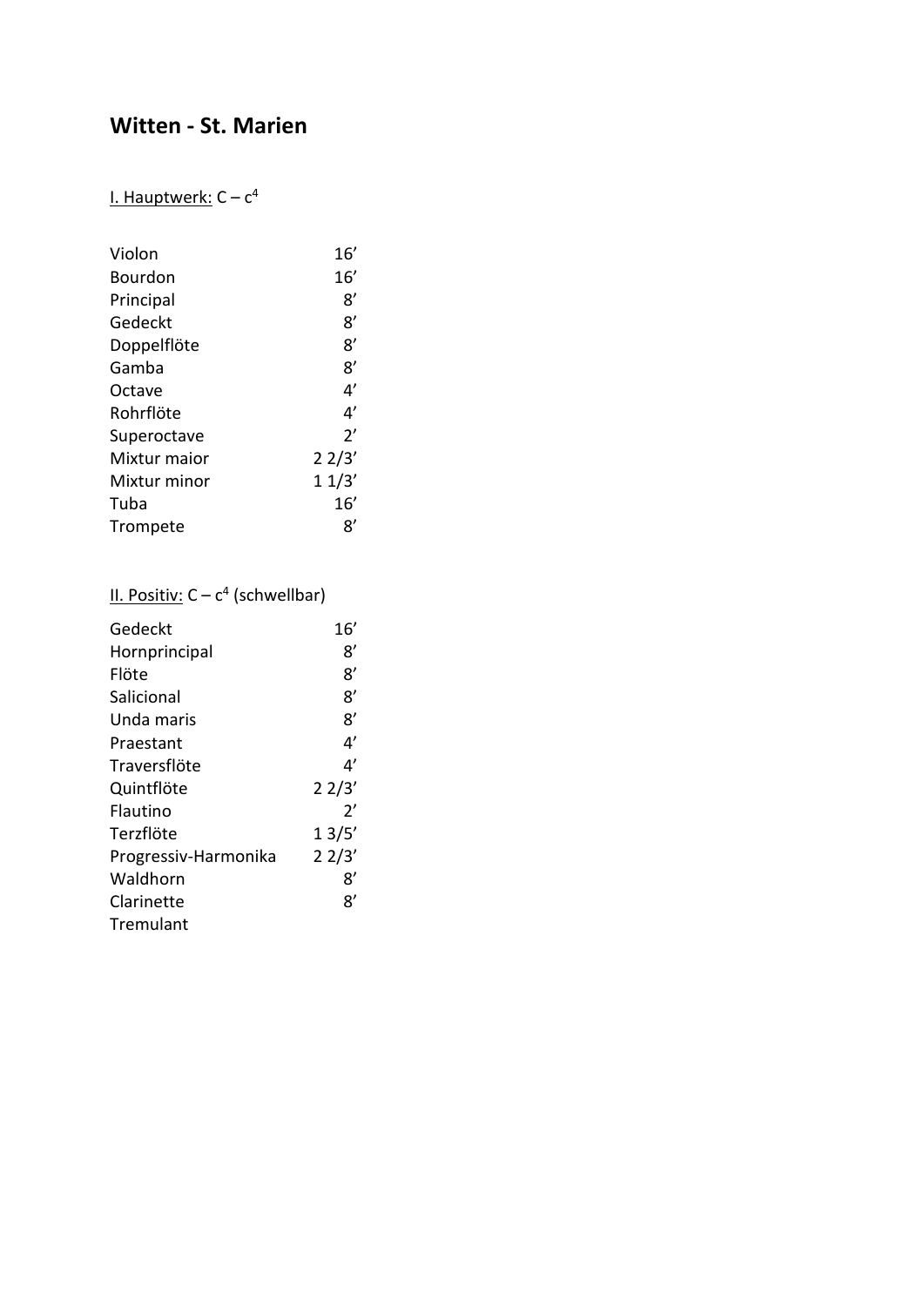# Witten - St. Marien

I. Hauptwerk: C – $c^4$

| | |
|---|---|
| Violon | 16’ |
| Bourdon | 16’ |
| Principal | 8’ |
| Gedeckt | 8’ |
| Doppelflöte | 8’ |
| Gamba | 8’ |
| Octave | 4’ |
| Rohrflöte | 4’ |
| Superoctave | 2’ |
| Mixtur maior | 2 2/3’ |
| Mixtur minor | 1 1/3’ |
| Tuba | 16’ |
| Trompete | 8’ |

II. Positiv: C – $c^4$ (schwellbar)

| | |
|---|---|
| Gedeckt | 16’ |
| Hornprincipal | 8’ |
| Flöte | 8’ |
| Salicional | 8’ |
| Unda maris | 8’ |
| Praestant | 4’ |
| Traversflöte | 4’ |
| Quintflöte | 2 2/3’ |
| Flautino | 2’ |
| Terzflöte | 1 3/5’ |
| Progressiv-Harmonika | 2 2/3’ |
| Waldhorn | 8’ |
| Clarinette | 8’ |
| Tremulant | |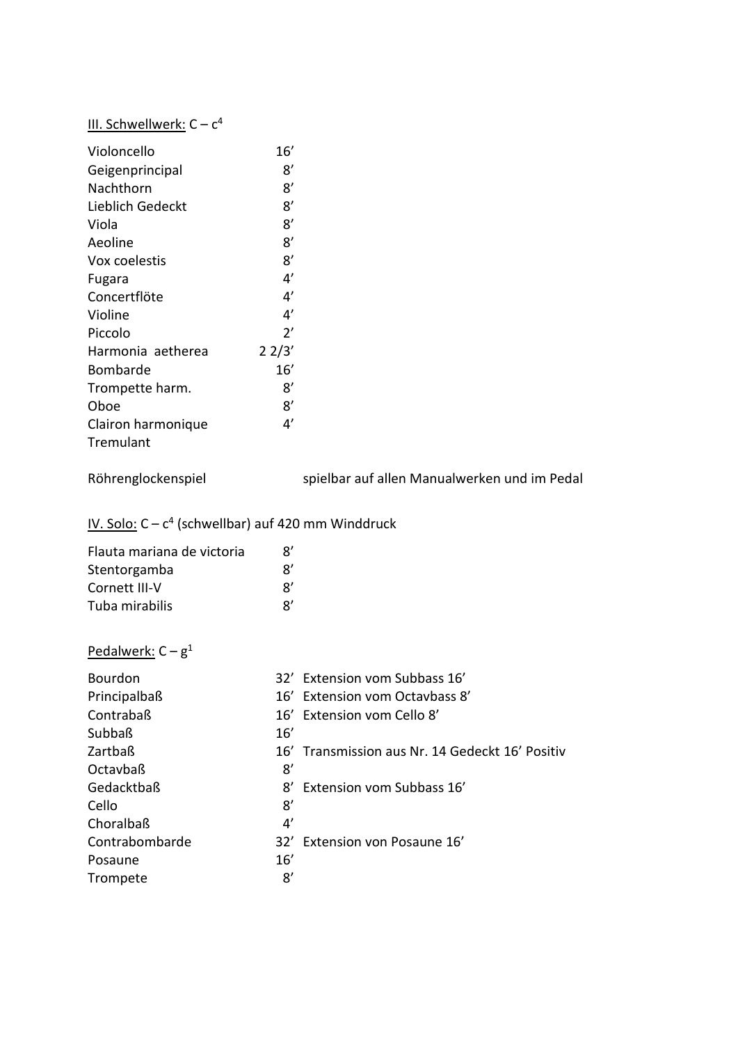III. Schwellwerk: C – $c^4$

| | |
|---|---|
| Violoncello | 16’ |
| Geigenprincipal | 8’ |
| Nachthorn | 8’ |
| Lieblich Gedeckt | 8’ |
| Viola | 8’ |
| Aeoline | 8’ |
| Vox coelestis | 8’ |
| Fugara | 4’ |
| Concertflöte | 4’ |
| Violine | 4’ |
| Piccolo | 2’ |
| Harmonia aetherea | 2 2/3’ |
| Bombarde | 16’ |
| Trompette harm. | 8’ |
| Oboe | 8’ |
| Clairon harmonique | 4’ |
| Tremulant | |

Röhrenglockenspiel spielbar auf allen Manualwerken und im Pedal

IV. Solo: C – $c^4$ (schwellbar) auf 420 mm Winddruck

| | |
|---|---|
| Flauta mariana de victoria | 8’ |
| Stentorgamba | 8’ |
| Cornett III-V | 8’ |
| Tuba mirabilis | 8’ |

Pedalwerk: C – $g^1$

| | | |
|---|---|---|
| Bourdon | 32’ | Extension vom Subbass 16’ |
| Principalbaß | 16’ | Extension vom Octavbass 8’ |
| Contrabaß | 16’ | Extension vom Cello 8’ |
| Subbaß | 16’ | |
| Zartbaß | 16’ | Transmission aus Nr. 14 Gedeckt 16’ Positiv |
| Octavbaß | 8’ | |
| Gedacktbaß | 8’ | Extension vom Subbass 16’ |
| Cello | 8’ | |
| Choralbaß | 4’ | |
| Contrabombarde | 32’ | Extension von Posaune 16’ |
| Posaune | 16’ | |
| Trompete | 8’ | |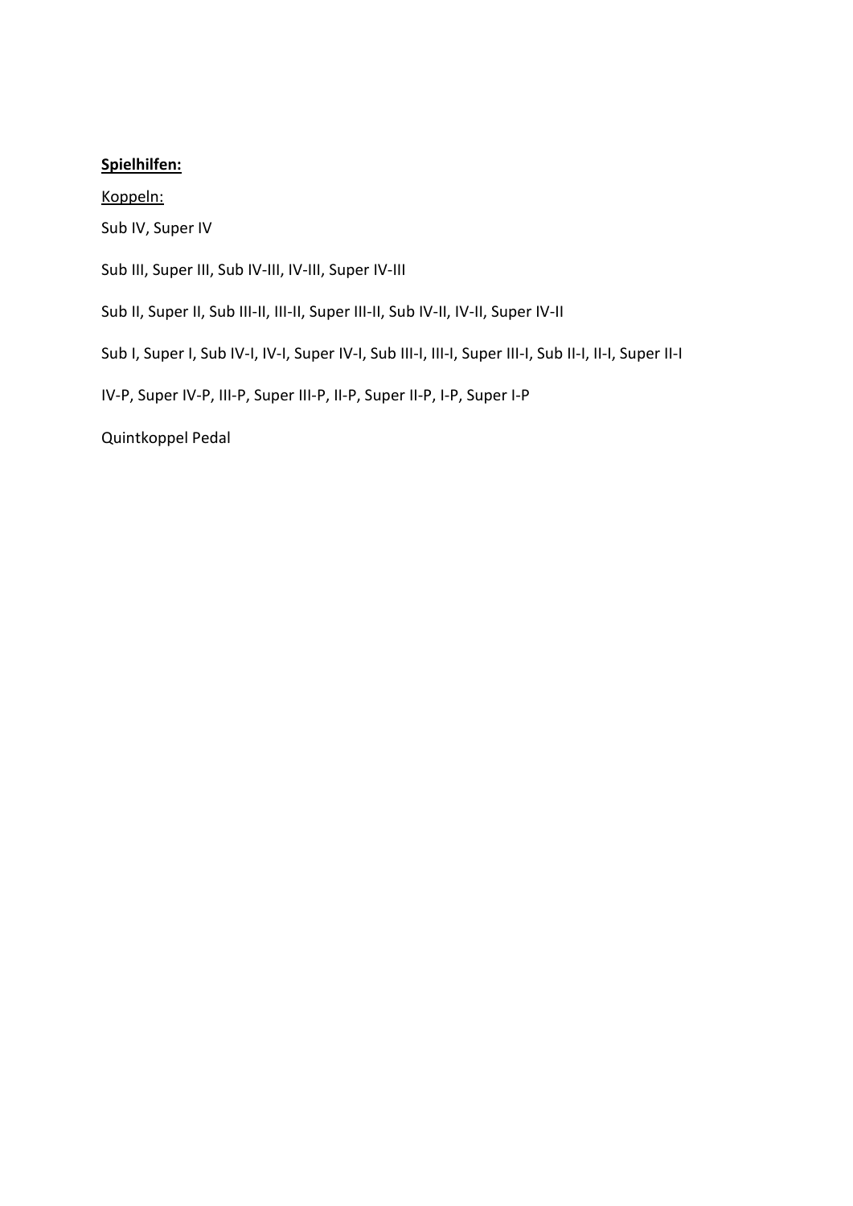**Spielhilfen:**

Koppeln:

Sub IV, Super IV

Sub III, Super III, Sub IV-III, IV-III, Super IV-III

Sub II, Super II, Sub III-II, III-II, Super III-II, Sub IV-II, IV-II, Super IV-II

Sub I, Super I, Sub IV-I, IV-I, Super IV-I, Sub III-I, III-I, Super III-I, Sub II-I, II-I, Super II-I

IV-P, Super IV-P, III-P, Super III-P, II-P, Super II-P, I-P, Super I-P

Quintkoppel Pedal